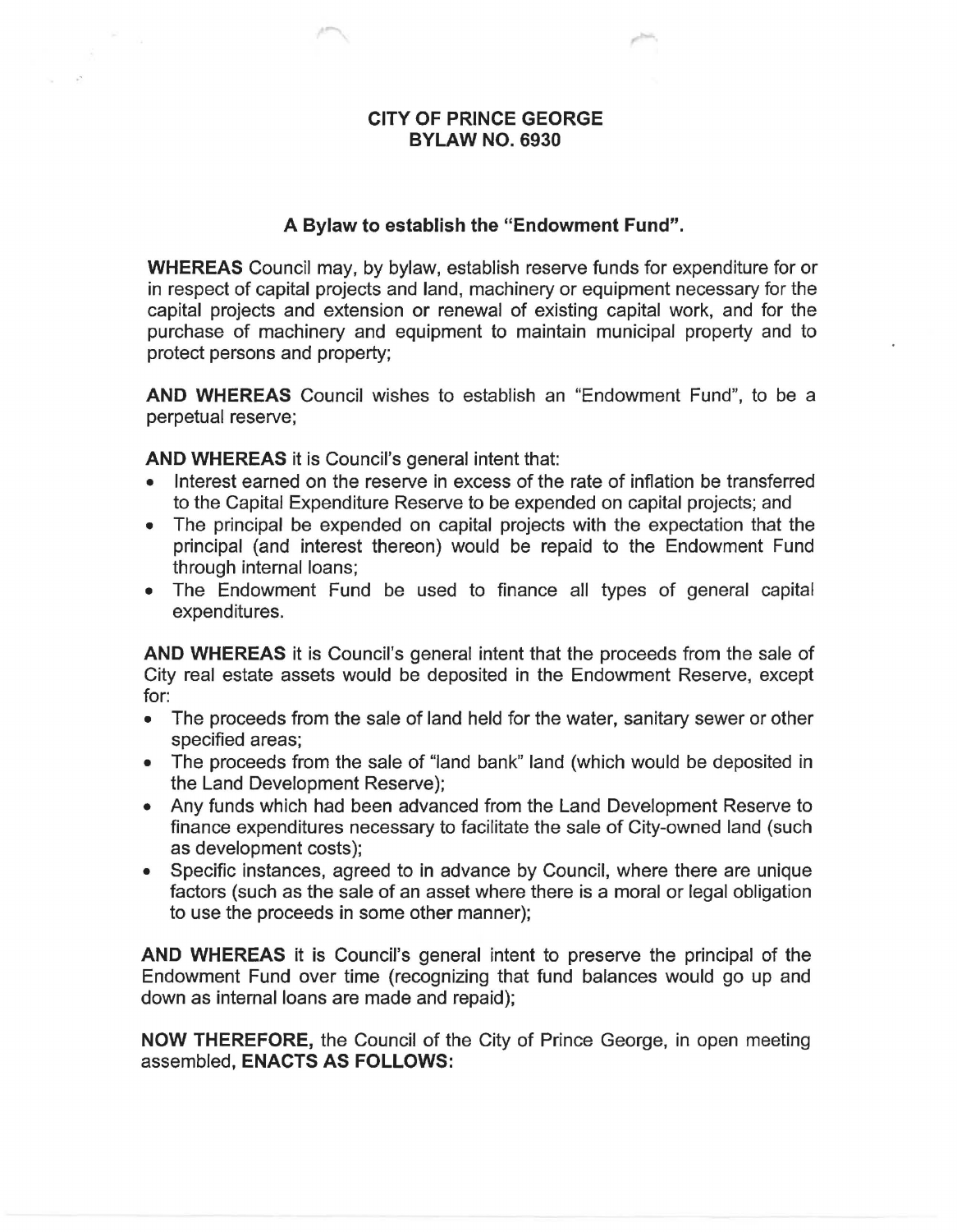**CITY OF PRINCE GEORGE**
**BYLAW NO. 6930**

**A Bylaw to establish the "Endowment Fund".**

**WHEREAS** Council may, by bylaw, establish reserve funds for expenditure for or in respect of capital projects and land, machinery or equipment necessary for the capital projects and extension or renewal of existing capital work, and for the purchase of machinery and equipment to maintain municipal property and to protect persons and property;

**AND WHEREAS** Council wishes to establish an "Endowment Fund", to be a perpetual reserve;

**AND WHEREAS** it is Council's general intent that:

- Interest earned on the reserve in excess of the rate of inflation be transferred to the Capital Expenditure Reserve to be expended on capital projects; and
- The principal be expended on capital projects with the expectation that the principal (and interest thereon) would be repaid to the Endowment Fund through internal loans;
- The Endowment Fund be used to finance all types of general capital expenditures.

**AND WHEREAS** it is Council's general intent that the proceeds from the sale of City real estate assets would be deposited in the Endowment Reserve, except for:

- The proceeds from the sale of land held for the water, sanitary sewer or other specified areas;
- The proceeds from the sale of "land bank" land (which would be deposited in the Land Development Reserve);
- Any funds which had been advanced from the Land Development Reserve to finance expenditures necessary to facilitate the sale of City-owned land (such as development costs);
- Specific instances, agreed to in advance by Council, where there are unique factors (such as the sale of an asset where there is a moral or legal obligation to use the proceeds in some other manner);

**AND WHEREAS** it is Council's general intent to preserve the principal of the Endowment Fund over time (recognizing that fund balances would go up and down as internal loans are made and repaid);

**NOW THEREFORE,** the Council of the City of Prince George, in open meeting assembled, **ENACTS AS FOLLOWS:**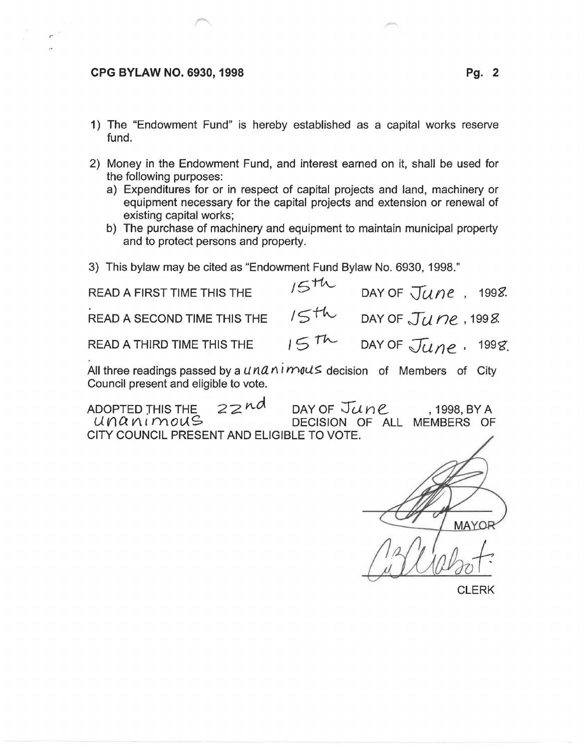1) The "Endowment Fund" is hereby established as a capital works reserve fund.

2) Money in the Endowment Fund, and interest earned on it, shall be used for the following purposes:
   a) Expenditures for or in respect of capital projects and land, machinery or equipment necessary for the capital projects and extension or renewal of existing capital works;
   b) The purchase of machinery and equipment to maintain municipal property and to protect persons and property.

3) This bylaw may be cited as "Endowment Fund Bylaw No. 6930, 1998."

READ A FIRST TIME THIS THE 15th DAY OF June, 1998.

READ A SECOND TIME THIS THE 15th DAY OF June, 1998.

READ A THIRD TIME THIS THE 15th DAY OF June, 1998.

All three readings passed by a unanimous decision of Members of City Council present and eligible to vote.

ADOPTED THIS THE 22nd DAY OF June, 1998, BY A unanimous DECISION OF ALL MEMBERS OF CITY COUNCIL PRESENT AND ELIGIBLE TO VOTE.

MAYOR

CLERK